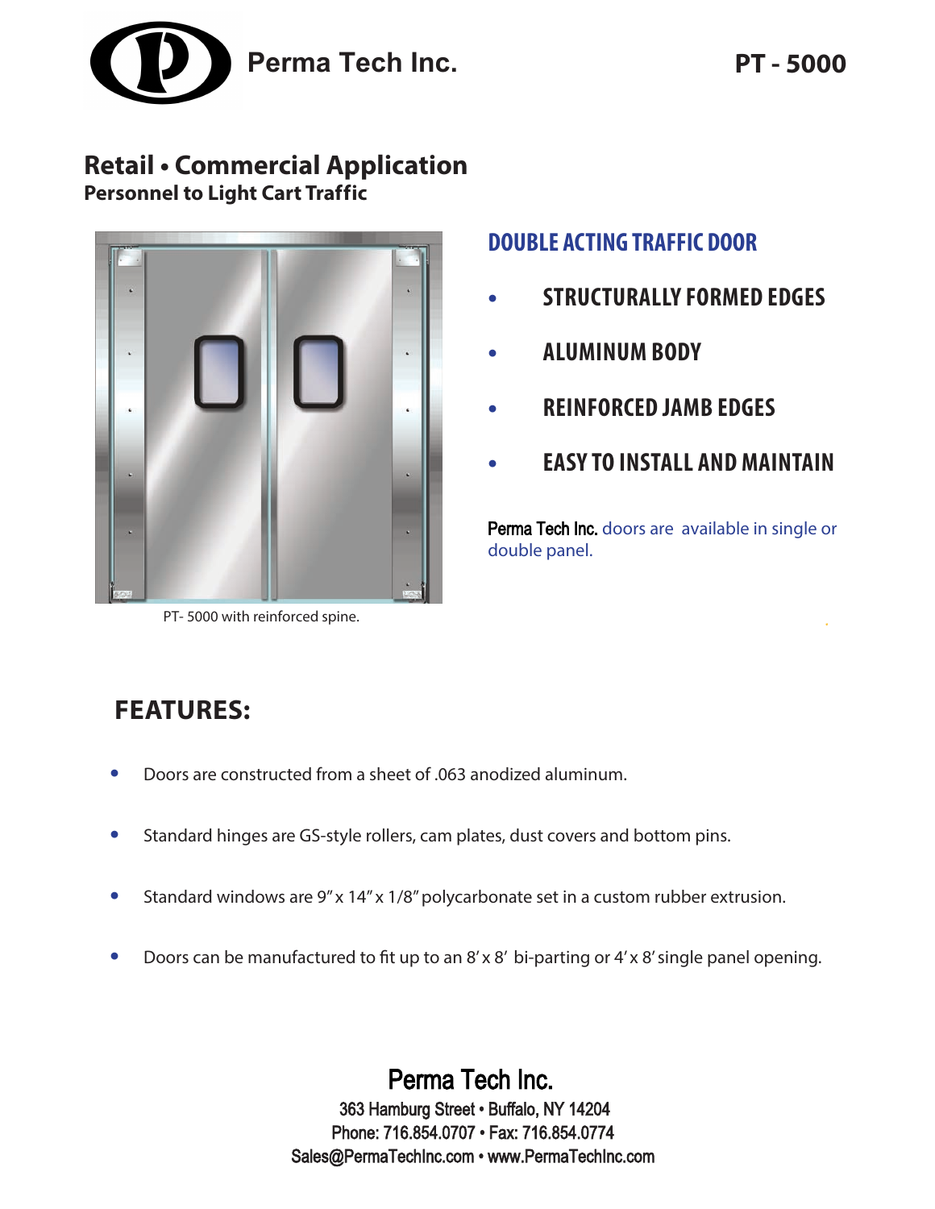# Perma Tech Inc.

**PT - 5000**

## Retail • Commercial Application

**Personnel to Light Cart Traffic**

PT- 5000 with reinforced spine.

### DOUBLE ACTING TRAFFIC DOOR

- **STRUCTURALLY FORMED EDGES**
- **ALUMINUM BODY**
- **REINFORCED JAMB EDGES**
- **EASY TO INSTALL AND MAINTAIN**

Perma Tech Inc. doors are available in single or double panel.

## FEATURES:

- Doors are constructed from a sheet of .063 anodized aluminum.
- Standard hinges are GS-style rollers, cam plates, dust covers and bottom pins.
- Standard windows are 9" x 14" x 1/8" polycarbonate set in a custom rubber extrusion.
- Doors can be manufactured to fit up to an 8' x 8' bi-parting or 4' x 8' single panel opening.

Perma Tech Inc.
363 Hamburg Street • Buffalo, NY 14204
Phone: 716.854.0707 • Fax: 716.854.0774
Sales@PermaTechInc.com • www.PermaTechInc.com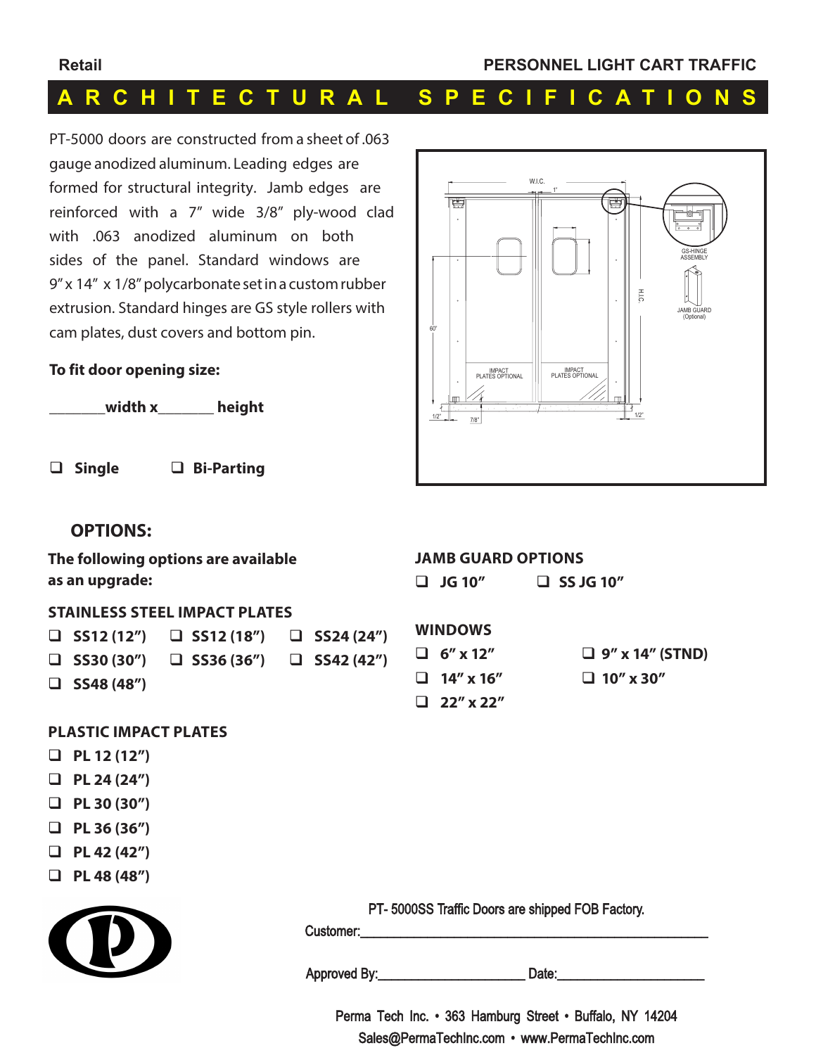Retail

PERSONNEL LIGHT CART TRAFFIC

# ARCHITECTURAL SPECIFICATIONS

PT-5000 doors are constructed from a sheet of .063 gauge anodized aluminum. Leading edges are formed for structural integrity. Jamb edges are reinforced with a 7" wide 3/8" ply-wood clad with .063 anodized aluminum on both sides of the panel. Standard windows are 9" x 14" x 1/8" polycarbonate set in a custom rubber extrusion. Standard hinges are GS style rollers with cam plates, dust covers and bottom pin.

W.I.C.
1"
GS-HINGE ASSEMBLY
H.I.C.
JAMB GUARD (Optional)
60"
IMPACT PLATES OPTIONAL
IMPACT PLATES OPTIONAL
1/2"
7/8"
1/2"

**To fit door opening size:**

**_______width x_______ height**

❑ **Single** ❑ **Bi-Parting**

## OPTIONS:

**The following options are available as an upgrade:**

### STAINLESS STEEL IMPACT PLATES

❑ **SS12 (12")** ❑ **SS12 (18")** ❑ **SS24 (24")**
❑ **SS30 (30")** ❑ **SS36 (36")** ❑ **SS42 (42")**
❑ **SS48 (48")**

### PLASTIC IMPACT PLATES

❑ **PL 12 (12")**
❑ **PL 24 (24")**
❑ **PL 30 (30")**
❑ **PL 36 (36")**
❑ **PL 42 (42")**
❑ **PL 48 (48")**

### JAMB GUARD OPTIONS

❑ **JG 10"** ❑ **SS JG 10"**

### WINDOWS

❑ **6" x 12"** ❑ **9" x 14" (STND)**
❑ **14" x 16"** ❑ **10" x 30"**
❑ **22" x 22"**

PT- 5000SS Traffic Doors are shipped FOB Factory.

Customer:_______________________________________________

Approved By:_____________________ Date:_____________________

Perma Tech Inc. • 363 Hamburg Street • Buffalo, NY 14204
Sales@PermaTechInc.com • www.PermaTechInc.com